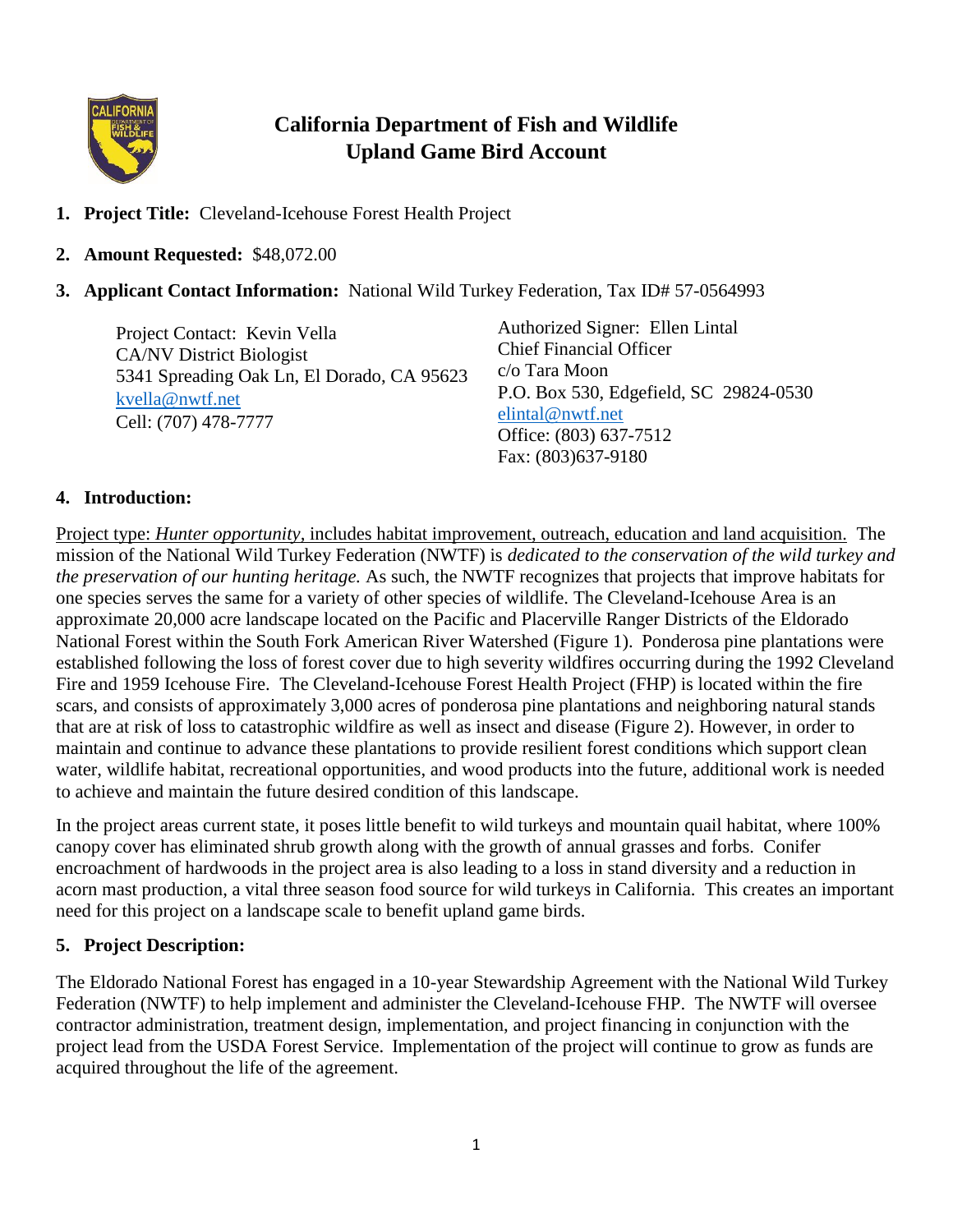# California Department of Fish and Wildlife
## Upland Game Bird Account

1. **Project Title:** Cleveland-Icehouse Forest Health Project

2. **Amount Requested:** $48,072.00

3. **Applicant Contact Information:** National Wild Turkey Federation, Tax ID# 57-0564993

   Project Contact: Kevin Vella
   CA/NV District Biologist
   5341 Spreading Oak Ln, El Dorado, CA 95623
   kvella@nwtf.net
   Cell: (707) 478-7777

   Authorized Signer: Ellen Lintal
   Chief Financial Officer
   c/o Tara Moon
   P.O. Box 530, Edgefield, SC 29824-0530
   elintal@nwtf.net
   Office: (803) 637-7512
   Fax: (803)637-9180

4. **Introduction:**

Project type: *Hunter opportunity*, includes habitat improvement, outreach, education and land acquisition. The mission of the National Wild Turkey Federation (NWTF) is *dedicated to the conservation of the wild turkey and the preservation of our hunting heritage.* As such, the NWTF recognizes that projects that improve habitats for one species serves the same for a variety of other species of wildlife. The Cleveland-Icehouse Area is an approximate 20,000 acre landscape located on the Pacific and Placerville Ranger Districts of the Eldorado National Forest within the South Fork American River Watershed (Figure 1). Ponderosa pine plantations were established following the loss of forest cover due to high severity wildfires occurring during the 1992 Cleveland Fire and 1959 Icehouse Fire. The Cleveland-Icehouse Forest Health Project (FHP) is located within the fire scars, and consists of approximately 3,000 acres of ponderosa pine plantations and neighboring natural stands that are at risk of loss to catastrophic wildfire as well as insect and disease (Figure 2). However, in order to maintain and continue to advance these plantations to provide resilient forest conditions which support clean water, wildlife habitat, recreational opportunities, and wood products into the future, additional work is needed to achieve and maintain the future desired condition of this landscape.

In the project areas current state, it poses little benefit to wild turkeys and mountain quail habitat, where 100% canopy cover has eliminated shrub growth along with the growth of annual grasses and forbs. Conifer encroachment of hardwoods in the project area is also leading to a loss in stand diversity and a reduction in acorn mast production, a vital three season food source for wild turkeys in California. This creates an important need for this project on a landscape scale to benefit upland game birds.

5. **Project Description:**

The Eldorado National Forest has engaged in a 10-year Stewardship Agreement with the National Wild Turkey Federation (NWTF) to help implement and administer the Cleveland-Icehouse FHP. The NWTF will oversee contractor administration, treatment design, implementation, and project financing in conjunction with the project lead from the USDA Forest Service. Implementation of the project will continue to grow as funds are acquired throughout the life of the agreement.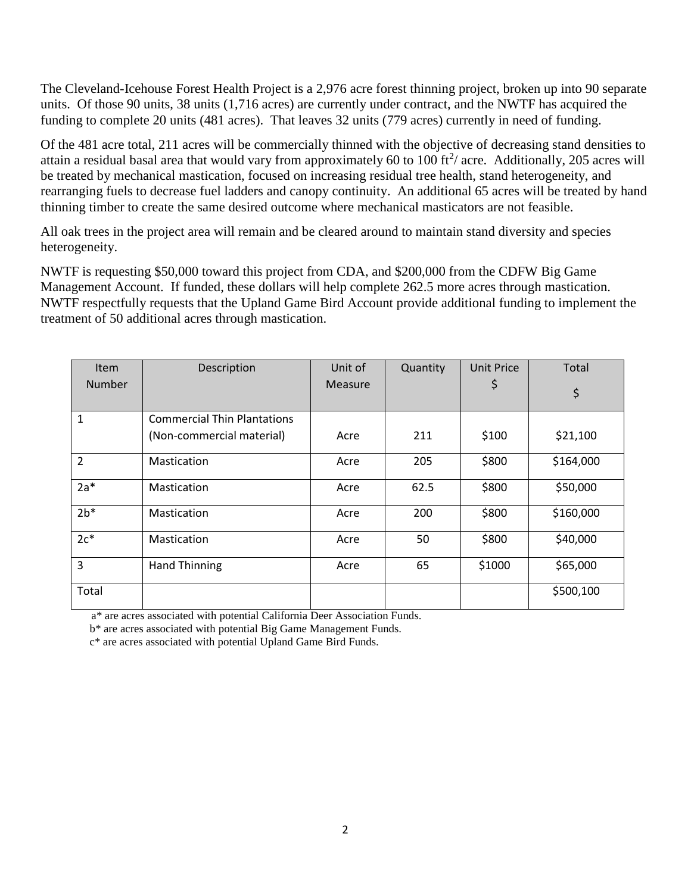The Cleveland-Icehouse Forest Health Project is a 2,976 acre forest thinning project, broken up into 90 separate units. Of those 90 units, 38 units (1,716 acres) are currently under contract, and the NWTF has acquired the funding to complete 20 units (481 acres). That leaves 32 units (779 acres) currently in need of funding.

Of the 481 acre total, 211 acres will be commercially thinned with the objective of decreasing stand densities to attain a residual basal area that would vary from approximately 60 to 100 $ft^2$/ acre. Additionally, 205 acres will be treated by mechanical mastication, focused on increasing residual tree health, stand heterogeneity, and rearranging fuels to decrease fuel ladders and canopy continuity. An additional 65 acres will be treated by hand thinning timber to create the same desired outcome where mechanical masticators are not feasible.

All oak trees in the project area will remain and be cleared around to maintain stand diversity and species heterogeneity.

NWTF is requesting $50,000 toward this project from CDA, and $200,000 from the CDFW Big Game Management Account. If funded, these dollars will help complete 262.5 more acres through mastication. NWTF respectfully requests that the Upland Game Bird Account provide additional funding to implement the treatment of 50 additional acres through mastication.

| Item Number | Description | Unit of Measure | Quantity | Unit Price $ | Total $ |
|---|---|---|---|---|---|
| 1 | Commercial Thin Plantations (Non-commercial material) | Acre | 211 | $100 | $21,100 |
| 2 | Mastication | Acre | 205 | $800 | $164,000 |
| 2a* | Mastication | Acre | 62.5 | $800 | $50,000 |
| 2b* | Mastication | Acre | 200 | $800 | $160,000 |
| 2c* | Mastication | Acre | 50 | $800 | $40,000 |
| 3 | Hand Thinning | Acre | 65 | $1000 | $65,000 |
| Total | | | | | $500,100 |

a* are acres associated with potential California Deer Association Funds.

b* are acres associated with potential Big Game Management Funds.

c* are acres associated with potential Upland Game Bird Funds.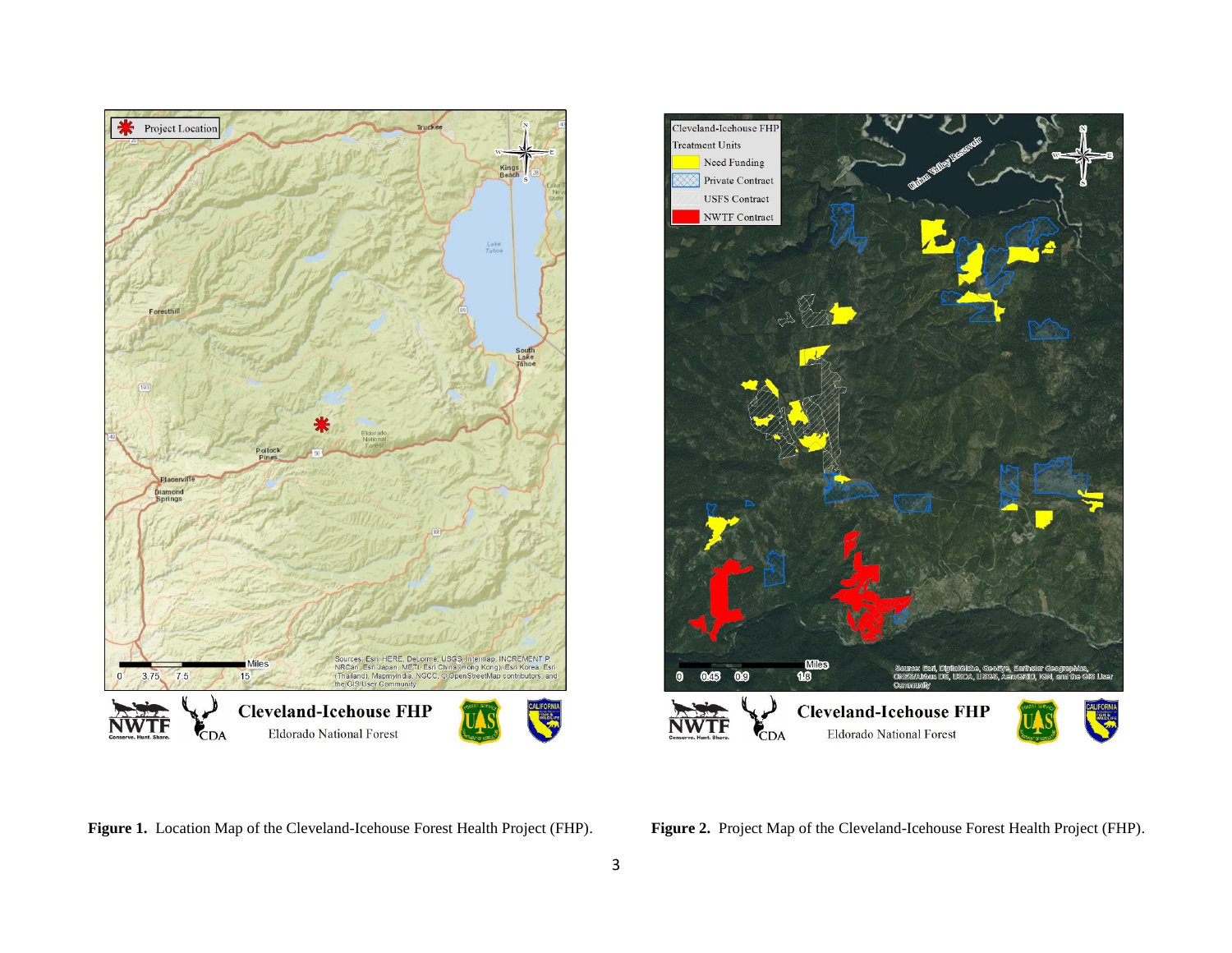**Figure 1.** Location Map of the Cleveland-Icehouse Forest Health Project (FHP).

**Figure 2.** Project Map of the Cleveland-Icehouse Forest Health Project (FHP).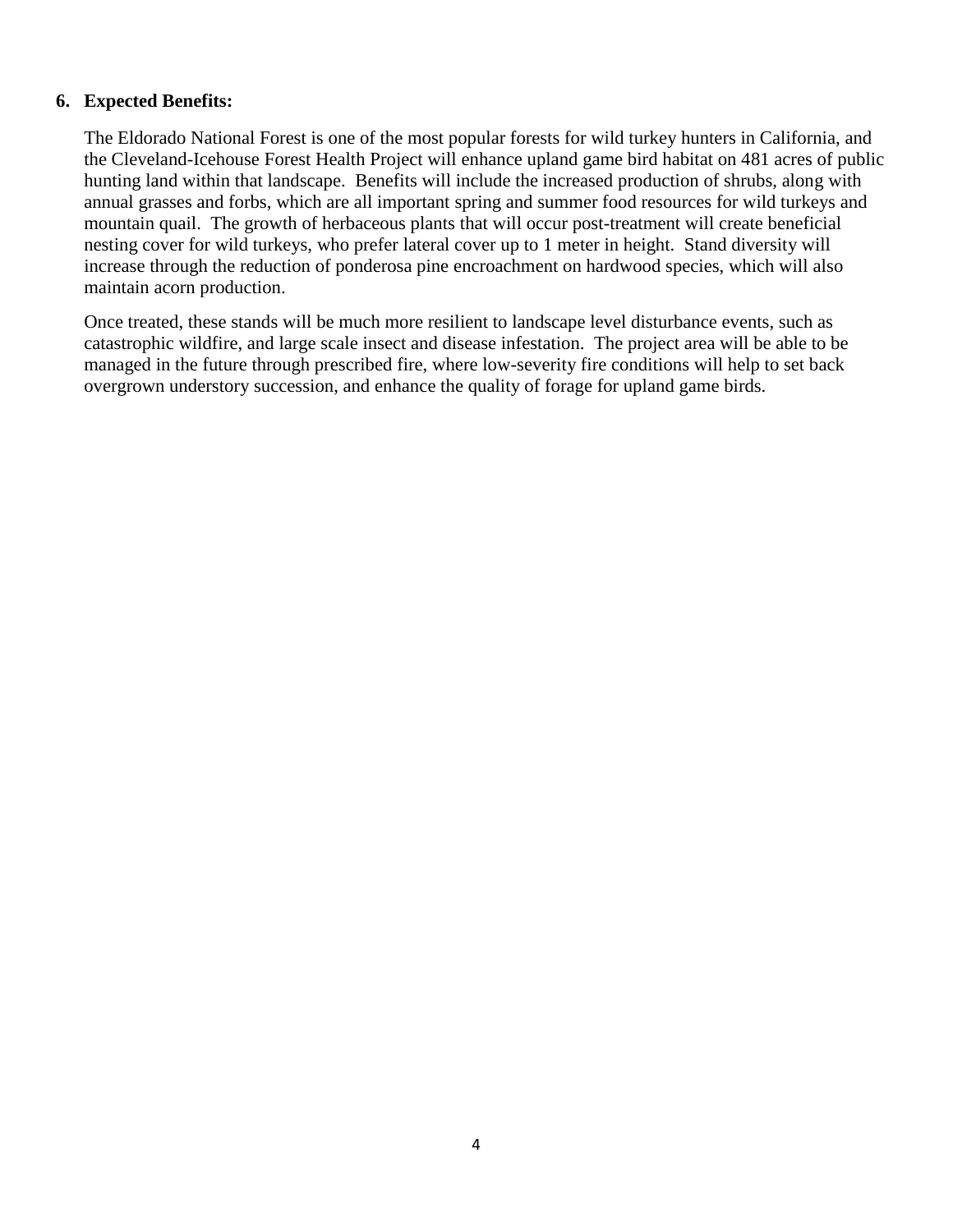**6. Expected Benefits:**

The Eldorado National Forest is one of the most popular forests for wild turkey hunters in California, and the Cleveland-Icehouse Forest Health Project will enhance upland game bird habitat on 481 acres of public hunting land within that landscape. Benefits will include the increased production of shrubs, along with annual grasses and forbs, which are all important spring and summer food resources for wild turkeys and mountain quail. The growth of herbaceous plants that will occur post-treatment will create beneficial nesting cover for wild turkeys, who prefer lateral cover up to 1 meter in height. Stand diversity will increase through the reduction of ponderosa pine encroachment on hardwood species, which will also maintain acorn production.

Once treated, these stands will be much more resilient to landscape level disturbance events, such as catastrophic wildfire, and large scale insect and disease infestation. The project area will be able to be managed in the future through prescribed fire, where low-severity fire conditions will help to set back overgrown understory succession, and enhance the quality of forage for upland game birds.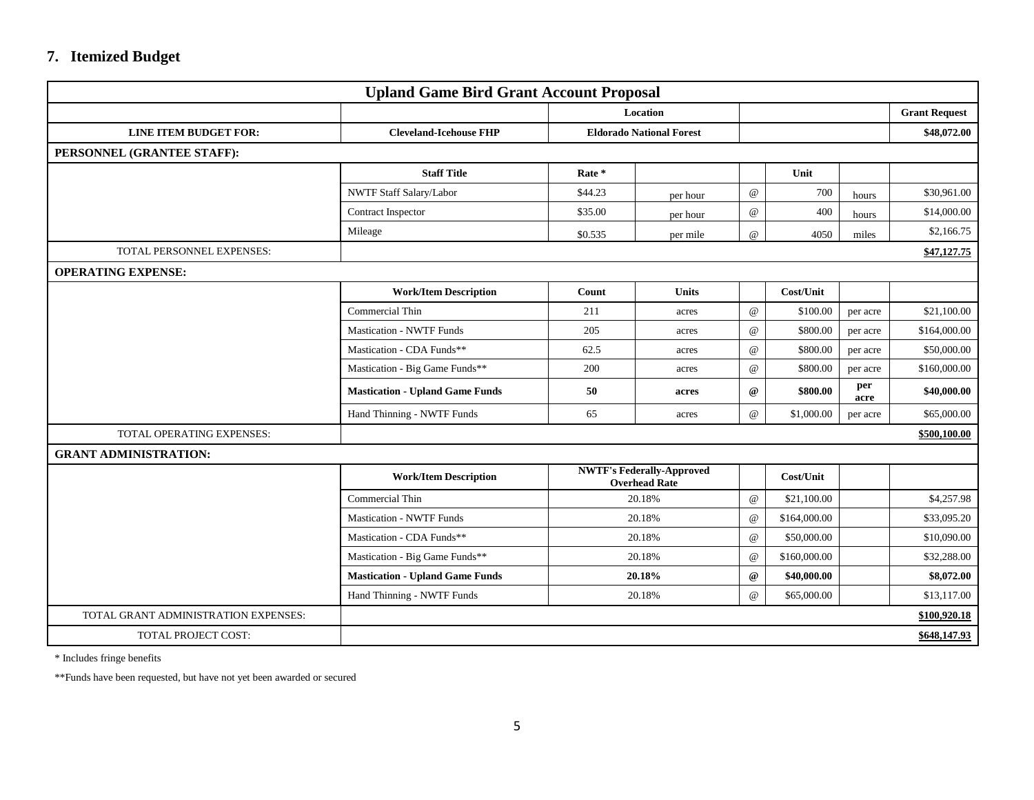## 7. Itemized Budget

| Upland Game Bird Grant Account Proposal | | | | | | | |
|---|---|---|---|---|---|---|---|
| | | Location | | | | | Grant Request |
| **LINE ITEM BUDGET FOR:** | **Cleveland-Icehouse FHP** | **Eldorado National Forest** | | | | | **$48,072.00** |
| **PERSONNEL (GRANTEE STAFF):** | | | | | | | |
| | **Staff Title** | **Rate *** | | | **Unit** | | |
| | NWTF Staff Salary/Labor | $44.23 | per hour | @ | 700 | hours | $30,961.00 |
| | Contract Inspector | $35.00 | per hour | @ | 400 | hours | $14,000.00 |
| | Mileage | $0.535 | per mile | @ | 4050 | miles | $2,166.75 |
| TOTAL PERSONNEL EXPENSES: | | | | | | | **$47,127.75** |
| **OPERATING EXPENSE:** | | | | | | | |
| | **Work/Item Description** | **Count** | **Units** | | **Cost/Unit** | | |
| | Commercial Thin | 211 | acres | @ | $100.00 | per acre | $21,100.00 |
| | Mastication - NWTF Funds | 205 | acres | @ | $800.00 | per acre | $164,000.00 |
| | Mastication - CDA Funds** | 62.5 | acres | @ | $800.00 | per acre | $50,000.00 |
| | Mastication - Big Game Funds** | 200 | acres | @ | $800.00 | per acre | $160,000.00 |
| | **Mastication - Upland Game Funds** | **50** | **acres** | **@** | **$800.00** | **per acre** | **$40,000.00** |
| | Hand Thinning - NWTF Funds | 65 | acres | @ | $1,000.00 | per acre | $65,000.00 |
| TOTAL OPERATING EXPENSES: | | | | | | | **$500,100.00** |
| **GRANT ADMINISTRATION:** | | | | | | | |
| | **Work/Item Description** | **NWTF's Federally-Approved Overhead Rate** | | | **Cost/Unit** | | |
| | Commercial Thin | 20.18% | | @ | $21,100.00 | | $4,257.98 |
| | Mastication - NWTF Funds | 20.18% | | @ | $164,000.00 | | $33,095.20 |
| | Mastication - CDA Funds** | 20.18% | | @ | $50,000.00 | | $10,090.00 |
| | Mastication - Big Game Funds** | 20.18% | | @ | $160,000.00 | | $32,288.00 |
| | **Mastication - Upland Game Funds** | **20.18%** | | **@** | **$40,000.00** | | **$8,072.00** |
| | Hand Thinning - NWTF Funds | 20.18% | | @ | $65,000.00 | | $13,117.00 |
| TOTAL GRANT ADMINISTRATION EXPENSES: | | | | | | | **$100,920.18** |
| TOTAL PROJECT COST: | | | | | | | **$648,147.93** |

* Includes fringe benefits

**Funds have been requested, but have not yet been awarded or secured